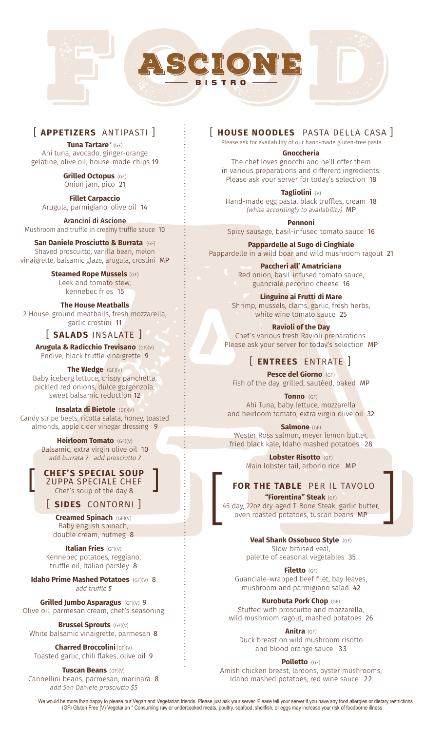# ASCIONE
BISTRO

## [ APPETIZERS ANTIPASTI ]

**Tuna Tartare*** (GF)
Ahi tuna, avocado, ginger-orange gelatine, olive oil, house-made chips 19

**Grilled Octopus** (GF)
Onion jam, pico 21

**Fillet Carpaccio**
Arugula, parmigiano, olive oil 14

**Arancini di Ascione**
Mushroom and truffle in creamy truffle sauce 10

**San Daniele Prosciutto & Burrata** (GF)
Shaved proscuitto, vanilla bean, melon vinaigrette, balsamic glaze, arugula, crostini MP

**Steamed Rope Mussels** (GF)
Leek and tomato stew, kennebec fries 15

**The House Meatballs**
2 House-ground meatballs, fresh mozzarella, garlic crostini 11

## [ SALADS INSALATE ]

**Arugula & Radicchio Trevisano** (GF)(V)
Endive, black truffle vinaigrette 9

**The Wedge** (GF)(V)
Baby iceberg lettuce, crispy panchetta, pickled red onions, dulce gorgonzola, sweet balsamic reduction 12

**Insalata di Bietole** (GF)(V)
Candy stripe beets, ricotta salata, honey, toasted almonds, apple cider vinegar dressing 9

**Heirloom Tomato** (GF)(V)
Balsamic, extra virgin olive oil 10
*add burrata 7 add prosciutto 7*

## [ CHEF'S SPECIAL SOUP ZUPPA SPECIALE CHEF ]

Chef's soup of the day 8

## [ SIDES CONTORNI ]

**Creamed Spinach** (GF)(V)
Baby english spinach, double cream, nutmeg 8

**Italian Fries** (GF)(V)
Kennebec potatoes, reggiano, truffle oil, Italian parsley 8

**Idaho Prime Mashed Potatoes** (GF)(V) 8
*add truffle 5*

**Grilled Jumbo Asparagus** (GF)(V) 9
Olive oil, parmesan cream, chef's seasoning

**Brussel Sprouts** (GF)(V)
White balsamic vinaigrette, parmesan 8

**Charred Broccolini** (GF)(V)
Toasted garlic, chili flakes, olive oil 9

**Tuscan Beans** (GF)(V)
Cannellini beans, parmesan, marinara 8
*add San Daniele prosciutto $5*

## [ HOUSE NOODLES PASTA DELLA CASA ]

Please ask for availability of our hand-made gluten-free pasta

**Gnoccheria**
The chef loves gnocchi and he'll offer them in various preparations and different ingredients. Please ask your server for today's selection 18

**Tagliolini** (V)
Hand-made egg pasta, black truffles, cream 18
*(white accordingly to availability)* MP

**Pennoni**
Spicy sausage, basil-infused tomato sauce 16

**Pappardelle al Sugo di Cinghiale**
Pappardelle in a wild boar and wild mushroom ragout 21

**Paccheri all' Amatriciana**
Red onion, basil-infused tomato sauce, guanciale pecorino cheese 16

**Linguine ai Frutti di Mare**
Shrimp, mussels, clams, garlic, fresh herbs, white wine tomato sauce 25

**Ravioli of the Day**
Chef's various fresh Ravioli preparations. Please ask your server for today's selection MP

## [ ENTREES ENTRATE ]

**Pesce del Giorno** (GF)
Fish of the day, grilled, sautéed, baked MP

**Tonno** (GF)
Ahi Tuna, baby lettuce, mozzarella and heirloom tomato, extra virgin olive oil 32

**Salmone** (GF)
Wester Ross salmon, meyer lemon butter, fried black kale, Idaho mashed potatoes 28

**Lobster Risotto** (GF)
Main lobster tail, arborio rice MP

## [ FOR THE TABLE PER IL TAVOLO ]

**"Fiorentina" Steak** (GF)
45 day, 22oz dry-aged T-Bone Steak, garlic butter, oven roasted potatoes, tuscan beans MP

**Veal Shank Ossobuco Style** (GF)
Slow-braised veal, palette of seasonal vegetables 35

**Filetto** (GF)
Guanciale-wrapped beef filet, bay leaves, mushroom and parmigiano salad 42

**Kurobuta Pork Chop** (GF)
Stuffed with proscuitto and mozzarella, wild mushroom ragout, mashed potatoes 26

**Anitra** (GF)
Duck breast on wild mushroom risotto and blood orange sauce 33

**Polletto** (GF)
Amish chicken breast, lardons, oyster mushrooms, Idaho mashed potatoes, red wine sauce 22

We would be more than happy to please our Vegan and Vegetarian friends. Please just ask your server. Please tell your server if you have any food allergies or dietary restrictions
(GF) Gluten Free (V) Vegetarian * Consuming raw or undercooked meats, poultry, seafood, shellfish, or eggs may increase your risk of foodborne illness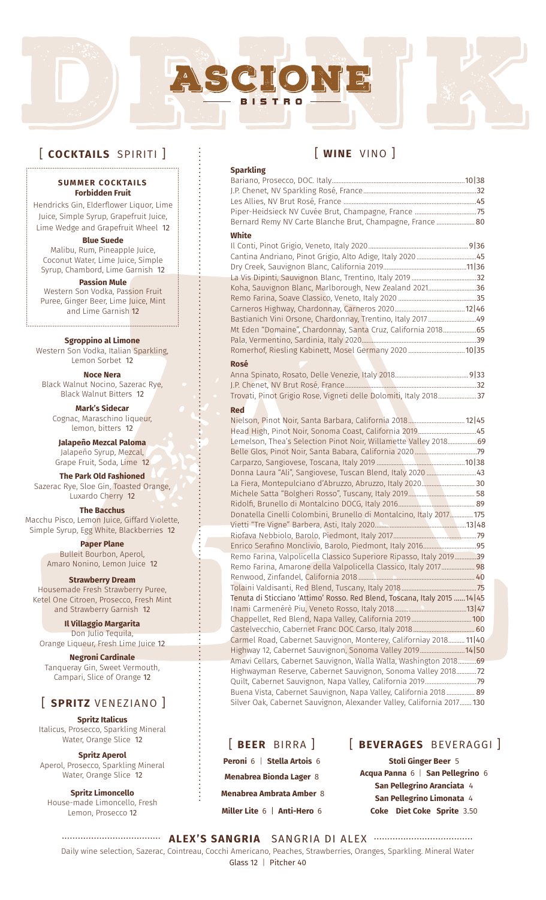# DRINK

# ASCIONE BISTRO

## [ COCKTAILS SPIRITI ]

### SUMMER COCKTAILS

**Forbidden Fruit**
Hendricks Gin, Elderflower Liquor, Lime Juice, Simple Syrup, Grapefruit Juice, Lime Wedge and Grapefruit Wheel 12

**Blue Suede**
Malibu, Rum, Pineapple Juice, Coconut Water, Lime Juice, Simple Syrup, Chambord, Lime Garnish 12

**Passion Mule**
Western Son Vodka, Passion Fruit Puree, Ginger Beer, Lime Juice, Mint and Lime Garnish 12

**Sgroppino al Limone**
Western Son Vodka, Italian Sparkling, Lemon Sorbet 12

**Noce Nera**
Black Walnut Nocino, Sazerac Rye, Black Walnut Bitters 12

**Mark's Sidecar**
Cognac, Maraschino liqueur, lemon, bitters 12

**Jalapeño Mezcal Paloma**
Jalapeño Syrup, Mezcal, Grape Fruit, Soda, Lime 12

**The Park Old Fashioned**
Sazerac Rye, Sloe Gin, Toasted Orange, Luxardo Cherry 12

**The Bacchus**
Macchu Pisco, Lemon Juice, Giffard Violette, Simple Syrup, Egg White, Blackberries 12

**Paper Plane**
Bulleit Bourbon, Aperol, Amaro Nonino, Lemon Juice 12

**Strawberry Dream**
Housemade Fresh Strawberry Puree, Ketel One Citroen, Prosecco, Fresh Mint and Strawberry Garnish 12

**Il Villaggio Margarita**
Don Julio Tequila, Orange Liqueur, Fresh Lime Juice 12

**Negroni Cardinale**
Tanqueray Gin, Sweet Vermouth, Campari, Slice of Orange 12

## [ SPRITZ VENEZIANO ]

**Spritz Italicus**
Italicus, Prosecco, Sparkling Mineral Water, Orange Slice 12

**Spritz Aperol**
Aperol, Prosecco, Sparkling Mineral Water, Orange Slice 12

**Spritz Limoncello**
House-made Limoncello, Fresh Lemon, Prosecco 12

## [ WINE VINO ]

### Sparkling

- Bariano, Prosecco, DOC. Italy ... 10|38
- J.P. Chenet, NV Sparkling Rosé, France ... 32
- Les Allies, NV Brut Rosé, France ... 45
- Piper-Heidsieck NV Cuvée Brut, Champagne, France ... 75
- Bernard Remy NV Carte Blanche Brut, Champagne, France ... 80

### White

- Il Conti, Pinot Grigio, Veneto, Italy 2020 ... 9|36
- Cantina Andriano, Pinot Grigio, Alto Adige, Italy 2020 ... 45
- Dry Creek, Sauvignon Blanc, California 2019 ... 11|36
- La Vis Dipinti, Sauvignon Blanc, Trentino, Italy 2019 ... 32
- Koha, Sauvignon Blanc, Marlborough, New Zealand 2021 ... 36
- Remo Farina, Soave Classico, Veneto, Italy 2020 ... 35
- Carneros Highway, Chardonnay, Carneros 2020 ... 12|46
- Bastianich Vini Orsone, Chardonnay, Trentino, Italy 2017 ... 49
- Mt Eden "Domaine", Chardonnay, Santa Cruz, California 2018 ... 65
- Pala, Vermentino, Sardinia, Italy 2020 ... 39
- Romerhof, Riesling Kabinett, Mosel Germany 2020 ... 10|35

### Rosé

- Anna Spinato, Rosato, Delle Venezie, Italy 2018 ... 9|33
- J.P. Chenet, NV Brut Rosé, France ... 32
- Trovati, Pinot Grigio Rose, Vigneti delle Dolomiti, Italy 2018 ... 37

### Red

- Nielson, Pinot Noir, Santa Barbara, California 2018 ... 12|45
- Head High, Pinot Noir, Sonoma Coast, California 2019 ... 45
- Lemelson, Thea's Selection Pinot Noir, Willamette Valley 2018 ... 69
- Belle Glos, Pinot Noir, Santa Babara, California 2020 ... 79
- Carparzo, Sangiovese, Toscana, Italy 2019 ... 10|38
- Donna Laura "Ali", Sangiovese, Tuscan Blend, Italy 2020 ... 43
- La Fiera, Montepulciano d'Abruzzo, Abruzzo, Italy 2020 ... 30
- Michele Satta "Bolgheri Rosso", Tuscany, Italy 2019 ... 58
- Ridolfi, Brunello di Montalcino DOCG, Italy 2016 ... 89
- Donatella Cinelli Colombini, Brunello di Montalcino, Italy 2017 ... 175
- Vietti "Tre Vigne" Barbera, Asti, Italy 2020 ... 13|48
- Riofava Nebbiolo, Barolo, Piedmont, Italy 2017 ... 79
- Enrico Serafino Monclivio, Barolo, Piedmont, Italy 2016 ... 95
- Remo Farina, Valpolicella Classico Superiore Ripasso, Italy 2019 ... 39
- Remo Farina, Amarone della Valpolicella Classico, Italy 2017 ... 98
- Renwood, Zinfandel, California 2018 ... 40
- Tolaini Valdisanti, Red Blend, Tuscany, Italy 2018 ... 75
- Tenuta di Sticciano 'Attimo' Rosso. Red Blend, Toscana, Italy 2015 ... 14|45
- Inami Carmenérê Piu, Veneto Rosso, Italy 2018 ... 13|47
- Chappellet, Red Blend, Napa Valley, California 2019 ... 100
- Castelvecchio, Cabernet Franc DOC Carso, Italy 2018 ... 60
- Carmel Road, Cabernet Sauvignon, Monterey, Californiay 2018 ... 11|40
- Highway 12, Cabernet Sauvignon, Sonoma Valley 2019 ... 14|50
- Amavi Cellars, Cabernet Sauvignon, Walla Walla, Washington 2018 ... 69
- Highwayman Reserve, Cabernet Sauvignon, Sonoma Valley 2018 ... 72
- Quilt, Cabernet Sauvignon, Napa Valley, California 2019 ... 79
- Buena Vista, Cabernet Sauvignon, Napa Valley, California 2018 ... 89
- Silver Oak, Cabernet Sauvignon, Alexander Valley, California 2017 ... 130

## [ BEER BIRRA ]

**Peroni** 6 | **Stella Artois** 6

**Menabrea Bionda Lager** 8

**Menabrea Ambrata Amber** 8

**Miller Lite** 6 | **Anti-Hero** 6

## [ BEVERAGES BEVERAGGI ]

**Stoli Ginger Beer** 5

**Acqua Panna** 6 | **San Pellegrino** 6

**San Pellegrino Aranciata** 4

**San Pellegrino Limonata** 4

**Coke** **Diet Coke** **Sprite** 3.50

## ALEX'S SANGRIA SANGRIA DI ALEX

Daily wine selection, Sazerac, Cointreau, Cocchi Americano, Peaches, Strawberries, Oranges, Sparkling. Mineral Water

Glass 12 | Pitcher 40